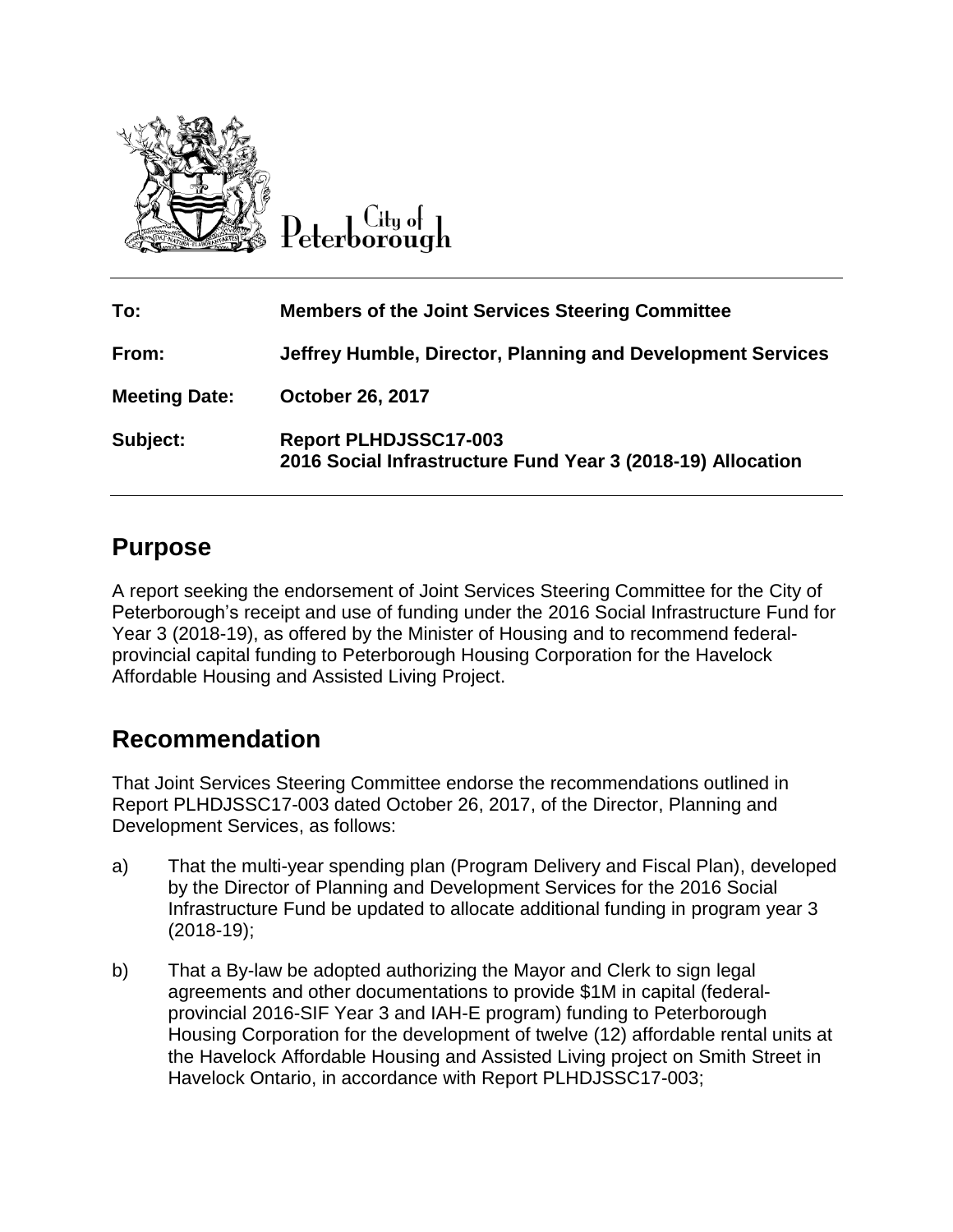City of Peterborough

| | |
|---|---|
| **To:** | **Members of the Joint Services Steering Committee** |
| **From:** | **Jeffrey Humble, Director, Planning and Development Services** |
| **Meeting Date:** | **October 26, 2017** |
| **Subject:** | **Report PLHDJSSC17-003**<br>**2016 Social Infrastructure Fund Year 3 (2018-19) Allocation** |

## Purpose

A report seeking the endorsement of Joint Services Steering Committee for the City of Peterborough's receipt and use of funding under the 2016 Social Infrastructure Fund for Year 3 (2018-19), as offered by the Minister of Housing and to recommend federal-provincial capital funding to Peterborough Housing Corporation for the Havelock Affordable Housing and Assisted Living Project.

## Recommendation

That Joint Services Steering Committee endorse the recommendations outlined in Report PLHDJSSC17-003 dated October 26, 2017, of the Director, Planning and Development Services, as follows:

a) That the multi-year spending plan (Program Delivery and Fiscal Plan), developed by the Director of Planning and Development Services for the 2016 Social Infrastructure Fund be updated to allocate additional funding in program year 3 (2018-19);

b) That a By-law be adopted authorizing the Mayor and Clerk to sign legal agreements and other documentations to provide $1M in capital (federal-provincial 2016-SIF Year 3 and IAH-E program) funding to Peterborough Housing Corporation for the development of twelve (12) affordable rental units at the Havelock Affordable Housing and Assisted Living project on Smith Street in Havelock Ontario, in accordance with Report PLHDJSSC17-003;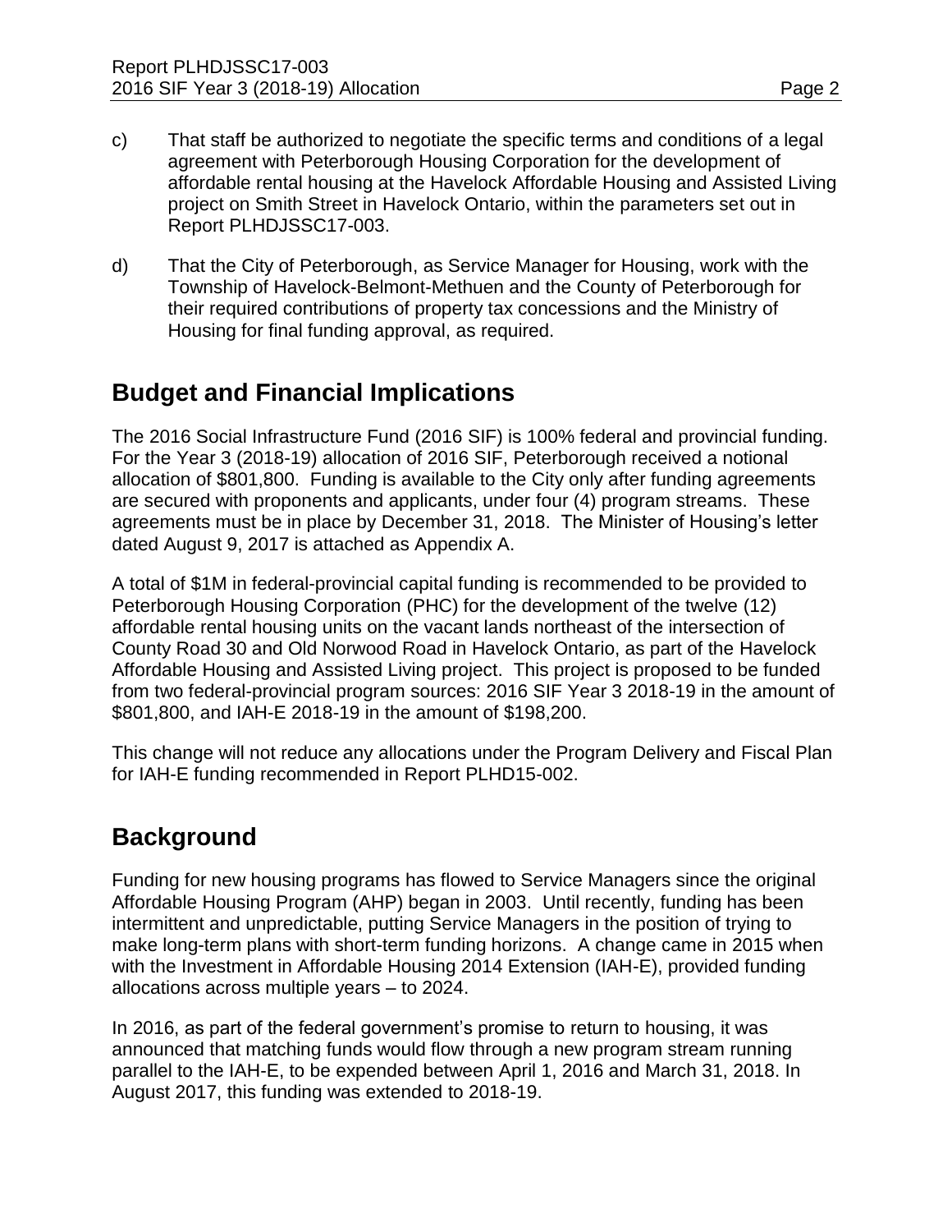c) That staff be authorized to negotiate the specific terms and conditions of a legal agreement with Peterborough Housing Corporation for the development of affordable rental housing at the Havelock Affordable Housing and Assisted Living project on Smith Street in Havelock Ontario, within the parameters set out in Report PLHDJSSC17-003.

d) That the City of Peterborough, as Service Manager for Housing, work with the Township of Havelock-Belmont-Methuen and the County of Peterborough for their required contributions of property tax concessions and the Ministry of Housing for final funding approval, as required.

## Budget and Financial Implications

The 2016 Social Infrastructure Fund (2016 SIF) is 100% federal and provincial funding. For the Year 3 (2018-19) allocation of 2016 SIF, Peterborough received a notional allocation of $801,800. Funding is available to the City only after funding agreements are secured with proponents and applicants, under four (4) program streams. These agreements must be in place by December 31, 2018. The Minister of Housing's letter dated August 9, 2017 is attached as Appendix A.

A total of $1M in federal-provincial capital funding is recommended to be provided to Peterborough Housing Corporation (PHC) for the development of the twelve (12) affordable rental housing units on the vacant lands northeast of the intersection of County Road 30 and Old Norwood Road in Havelock Ontario, as part of the Havelock Affordable Housing and Assisted Living project. This project is proposed to be funded from two federal-provincial program sources: 2016 SIF Year 3 2018-19 in the amount of $801,800, and IAH-E 2018-19 in the amount of $198,200.

This change will not reduce any allocations under the Program Delivery and Fiscal Plan for IAH-E funding recommended in Report PLHD15-002.

## Background

Funding for new housing programs has flowed to Service Managers since the original Affordable Housing Program (AHP) began in 2003. Until recently, funding has been intermittent and unpredictable, putting Service Managers in the position of trying to make long-term plans with short-term funding horizons. A change came in 2015 when with the Investment in Affordable Housing 2014 Extension (IAH-E), provided funding allocations across multiple years – to 2024.

In 2016, as part of the federal government's promise to return to housing, it was announced that matching funds would flow through a new program stream running parallel to the IAH-E, to be expended between April 1, 2016 and March 31, 2018. In August 2017, this funding was extended to 2018-19.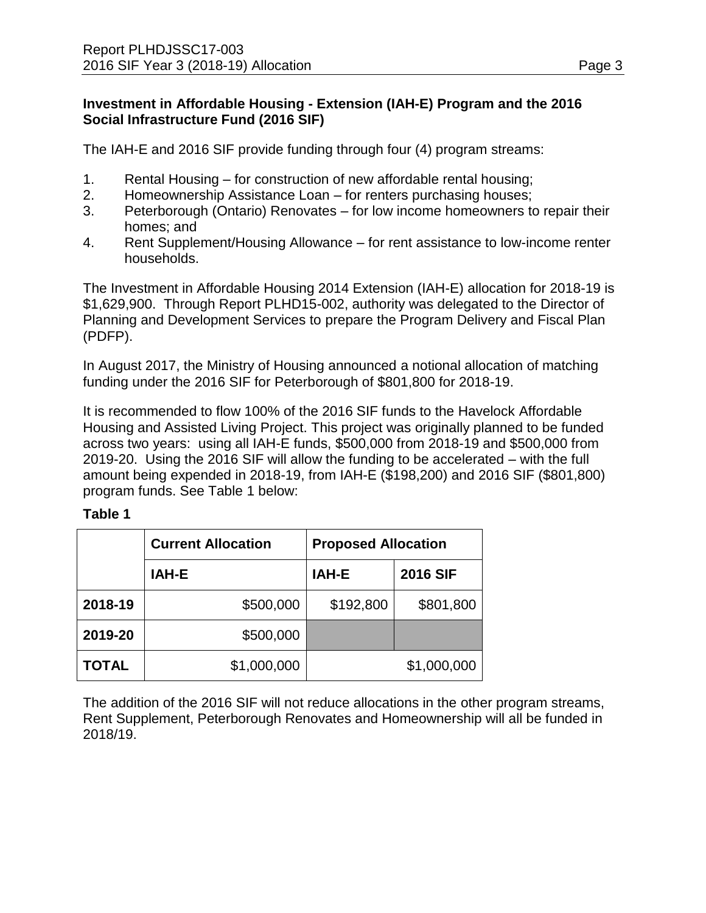**Investment in Affordable Housing - Extension (IAH-E) Program and the 2016 Social Infrastructure Fund (2016 SIF)**

The IAH-E and 2016 SIF provide funding through four (4) program streams:

1. Rental Housing – for construction of new affordable rental housing;
2. Homeownership Assistance Loan – for renters purchasing houses;
3. Peterborough (Ontario) Renovates – for low income homeowners to repair their homes; and
4. Rent Supplement/Housing Allowance – for rent assistance to low-income renter households.

The Investment in Affordable Housing 2014 Extension (IAH-E) allocation for 2018-19 is $1,629,900. Through Report PLHD15-002, authority was delegated to the Director of Planning and Development Services to prepare the Program Delivery and Fiscal Plan (PDFP).

In August 2017, the Ministry of Housing announced a notional allocation of matching funding under the 2016 SIF for Peterborough of $801,800 for 2018-19.

It is recommended to flow 100% of the 2016 SIF funds to the Havelock Affordable Housing and Assisted Living Project. This project was originally planned to be funded across two years: using all IAH-E funds, $500,000 from 2018-19 and $500,000 from 2019-20. Using the 2016 SIF will allow the funding to be accelerated – with the full amount being expended in 2018-19, from IAH-E ($198,200) and 2016 SIF ($801,800) program funds. See Table 1 below:

**Table 1**

| | Current Allocation | Proposed Allocation | |
|---|---|---|---|
| | **IAH-E** | **IAH-E** | **2016 SIF** |
| **2018-19** | $500,000 | $192,800 | $801,800 |
| **2019-20** | $500,000 | | |
| **TOTAL** | $1,000,000 | $1,000,000 | |

The addition of the 2016 SIF will not reduce allocations in the other program streams, Rent Supplement, Peterborough Renovates and Homeownership will all be funded in 2018/19.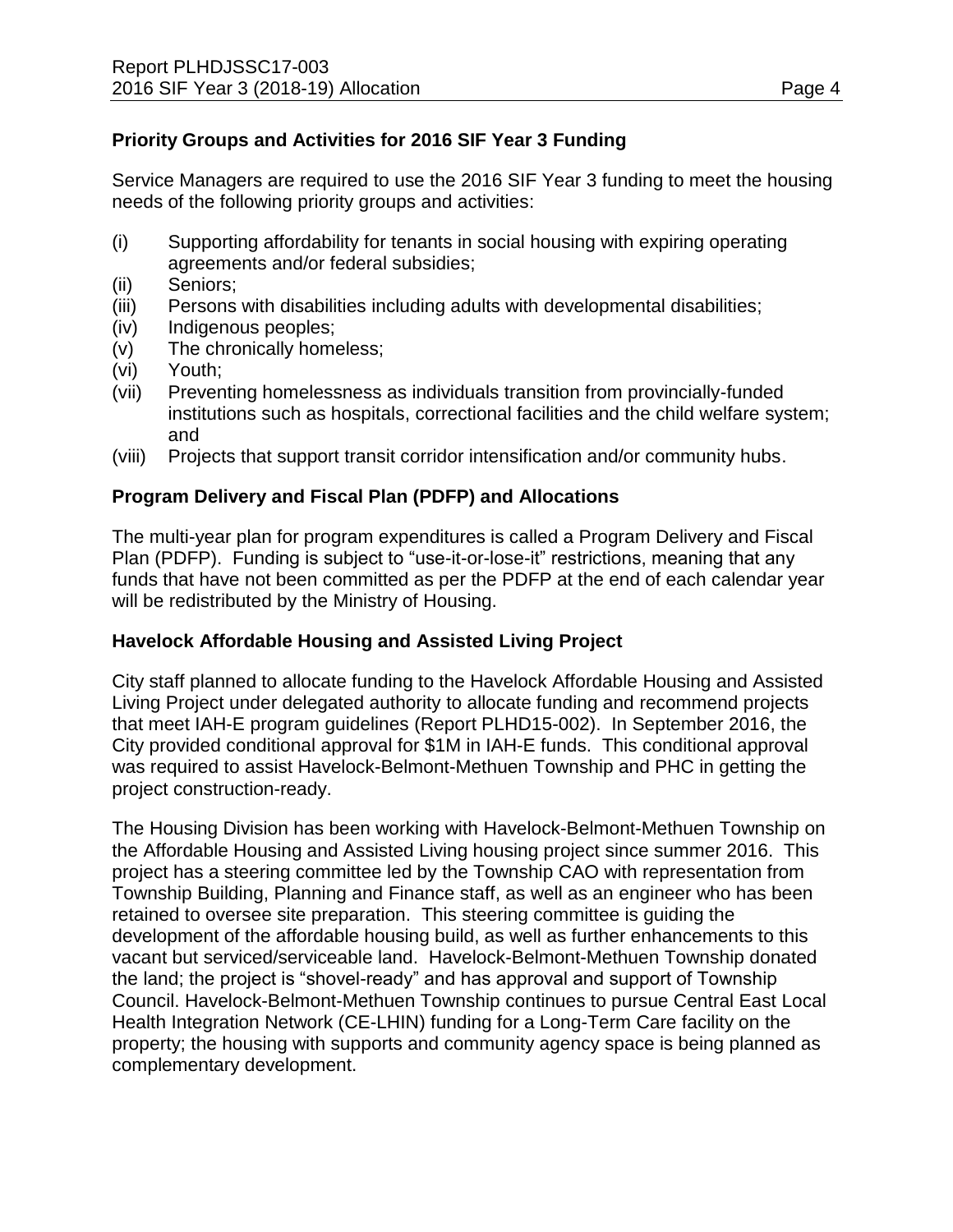## Priority Groups and Activities for 2016 SIF Year 3 Funding

Service Managers are required to use the 2016 SIF Year 3 funding to meet the housing needs of the following priority groups and activities:

(i) Supporting affordability for tenants in social housing with expiring operating agreements and/or federal subsidies;
(ii) Seniors;
(iii) Persons with disabilities including adults with developmental disabilities;
(iv) Indigenous peoples;
(v) The chronically homeless;
(vi) Youth;
(vii) Preventing homelessness as individuals transition from provincially-funded institutions such as hospitals, correctional facilities and the child welfare system; and
(viii) Projects that support transit corridor intensification and/or community hubs.

## Program Delivery and Fiscal Plan (PDFP) and Allocations

The multi-year plan for program expenditures is called a Program Delivery and Fiscal Plan (PDFP). Funding is subject to "use-it-or-lose-it" restrictions, meaning that any funds that have not been committed as per the PDFP at the end of each calendar year will be redistributed by the Ministry of Housing.

## Havelock Affordable Housing and Assisted Living Project

City staff planned to allocate funding to the Havelock Affordable Housing and Assisted Living Project under delegated authority to allocate funding and recommend projects that meet IAH-E program guidelines (Report PLHD15-002). In September 2016, the City provided conditional approval for $1M in IAH-E funds. This conditional approval was required to assist Havelock-Belmont-Methuen Township and PHC in getting the project construction-ready.

The Housing Division has been working with Havelock-Belmont-Methuen Township on the Affordable Housing and Assisted Living housing project since summer 2016. This project has a steering committee led by the Township CAO with representation from Township Building, Planning and Finance staff, as well as an engineer who has been retained to oversee site preparation. This steering committee is guiding the development of the affordable housing build, as well as further enhancements to this vacant but serviced/serviceable land. Havelock-Belmont-Methuen Township donated the land; the project is "shovel-ready" and has approval and support of Township Council. Havelock-Belmont-Methuen Township continues to pursue Central East Local Health Integration Network (CE-LHIN) funding for a Long-Term Care facility on the property; the housing with supports and community agency space is being planned as complementary development.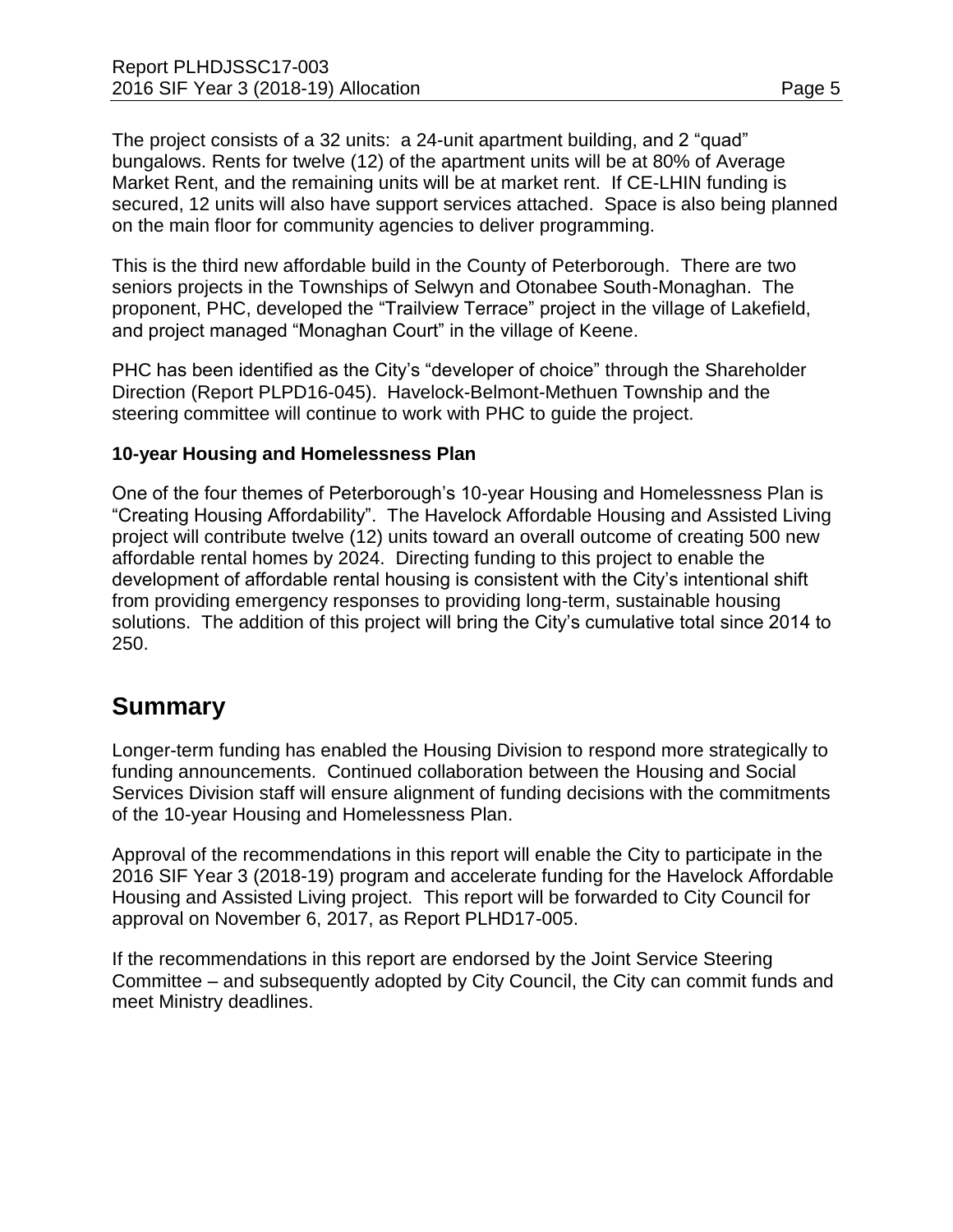The project consists of a 32 units: a 24-unit apartment building, and 2 "quad" bungalows. Rents for twelve (12) of the apartment units will be at 80% of Average Market Rent, and the remaining units will be at market rent. If CE-LHIN funding is secured, 12 units will also have support services attached. Space is also being planned on the main floor for community agencies to deliver programming.

This is the third new affordable build in the County of Peterborough. There are two seniors projects in the Townships of Selwyn and Otonabee South-Monaghan. The proponent, PHC, developed the "Trailview Terrace" project in the village of Lakefield, and project managed "Monaghan Court" in the village of Keene.

PHC has been identified as the City's "developer of choice" through the Shareholder Direction (Report PLPD16-045). Havelock-Belmont-Methuen Township and the steering committee will continue to work with PHC to guide the project.

**10-year Housing and Homelessness Plan**

One of the four themes of Peterborough's 10-year Housing and Homelessness Plan is "Creating Housing Affordability". The Havelock Affordable Housing and Assisted Living project will contribute twelve (12) units toward an overall outcome of creating 500 new affordable rental homes by 2024. Directing funding to this project to enable the development of affordable rental housing is consistent with the City's intentional shift from providing emergency responses to providing long-term, sustainable housing solutions. The addition of this project will bring the City's cumulative total since 2014 to 250.

## Summary

Longer-term funding has enabled the Housing Division to respond more strategically to funding announcements. Continued collaboration between the Housing and Social Services Division staff will ensure alignment of funding decisions with the commitments of the 10-year Housing and Homelessness Plan.

Approval of the recommendations in this report will enable the City to participate in the 2016 SIF Year 3 (2018-19) program and accelerate funding for the Havelock Affordable Housing and Assisted Living project. This report will be forwarded to City Council for approval on November 6, 2017, as Report PLHD17-005.

If the recommendations in this report are endorsed by the Joint Service Steering Committee – and subsequently adopted by City Council, the City can commit funds and meet Ministry deadlines.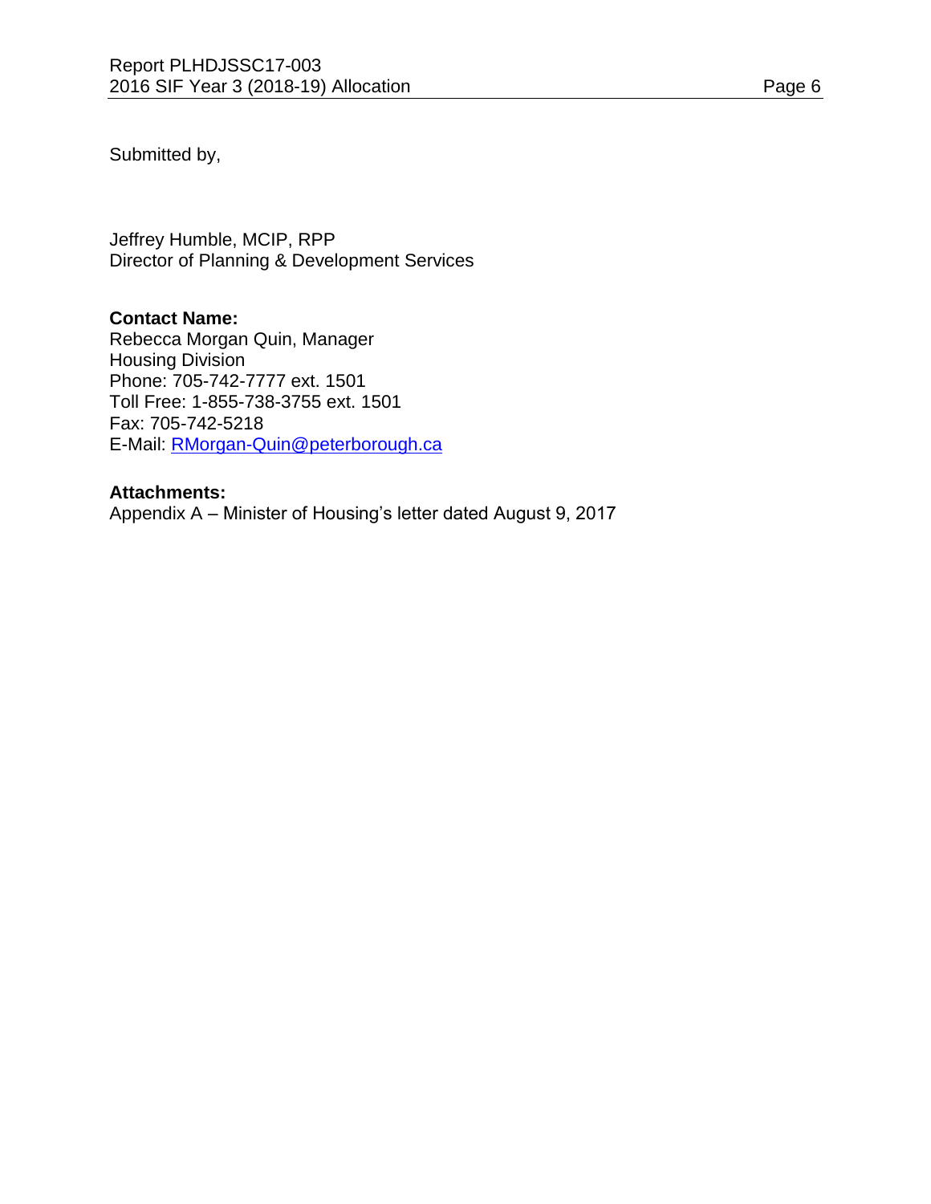Submitted by,

Jeffrey Humble, MCIP, RPP
Director of Planning & Development Services

**Contact Name:**
Rebecca Morgan Quin, Manager
Housing Division
Phone: 705-742-7777 ext. 1501
Toll Free: 1-855-738-3755 ext. 1501
Fax: 705-742-5218
E-Mail: RMorgan-Quin@peterborough.ca

**Attachments:**
Appendix A – Minister of Housing's letter dated August 9, 2017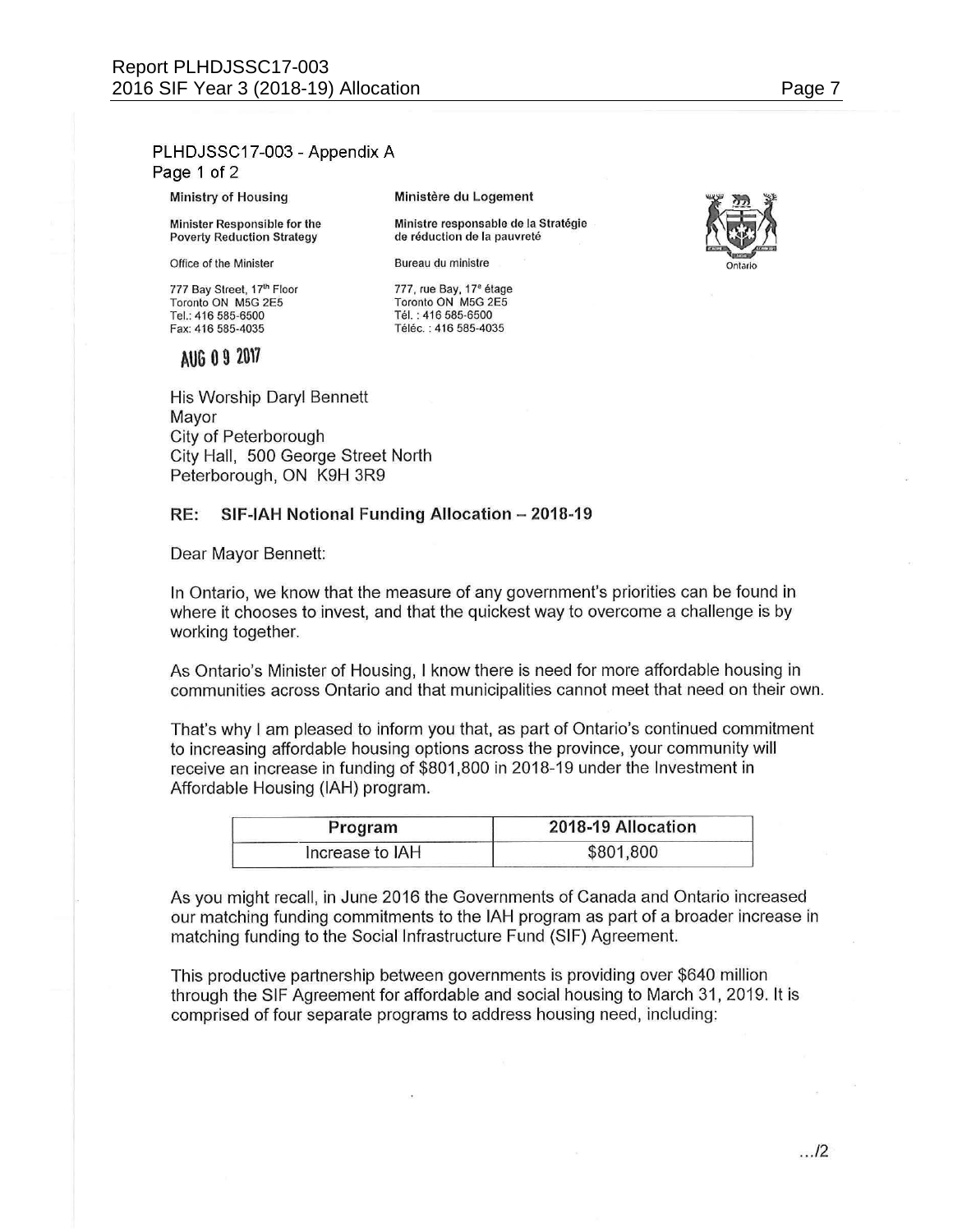PLHDJSSC17-003 - Appendix A
Page 1 of 2

**Ministry of Housing**

**Minister Responsible for the Poverty Reduction Strategy**

Office of the Minister

777 Bay Street, 17th Floor
Toronto ON M5G 2E5
Tel.: 416 585-6500
Fax: 416 585-4035

**Ministère du Logement**

**Ministre responsable de la Stratégie de réduction de la pauvreté**

Bureau du ministre

777, rue Bay, 17e étage
Toronto ON M5G 2E5
Tél. : 416 585-6500
Téléc. : 416 585-4035

Ontario

**AUG 0 9 2017**

His Worship Daryl Bennett
Mayor
City of Peterborough
City Hall, 500 George Street North
Peterborough, ON K9H 3R9

**RE: SIF-IAH Notional Funding Allocation – 2018-19**

Dear Mayor Bennett:

In Ontario, we know that the measure of any government's priorities can be found in where it chooses to invest, and that the quickest way to overcome a challenge is by working together.

As Ontario's Minister of Housing, I know there is need for more affordable housing in communities across Ontario and that municipalities cannot meet that need on their own.

That's why I am pleased to inform you that, as part of Ontario's continued commitment to increasing affordable housing options across the province, your community will receive an increase in funding of $801,800 in 2018-19 under the Investment in Affordable Housing (IAH) program.

| Program | 2018-19 Allocation |
|---|---|
| Increase to IAH | $801,800 |

As you might recall, in June 2016 the Governments of Canada and Ontario increased our matching funding commitments to the IAH program as part of a broader increase in matching funding to the Social Infrastructure Fund (SIF) Agreement.

This productive partnership between governments is providing over $640 million through the SIF Agreement for affordable and social housing to March 31, 2019. It is comprised of four separate programs to address housing need, including:

.../2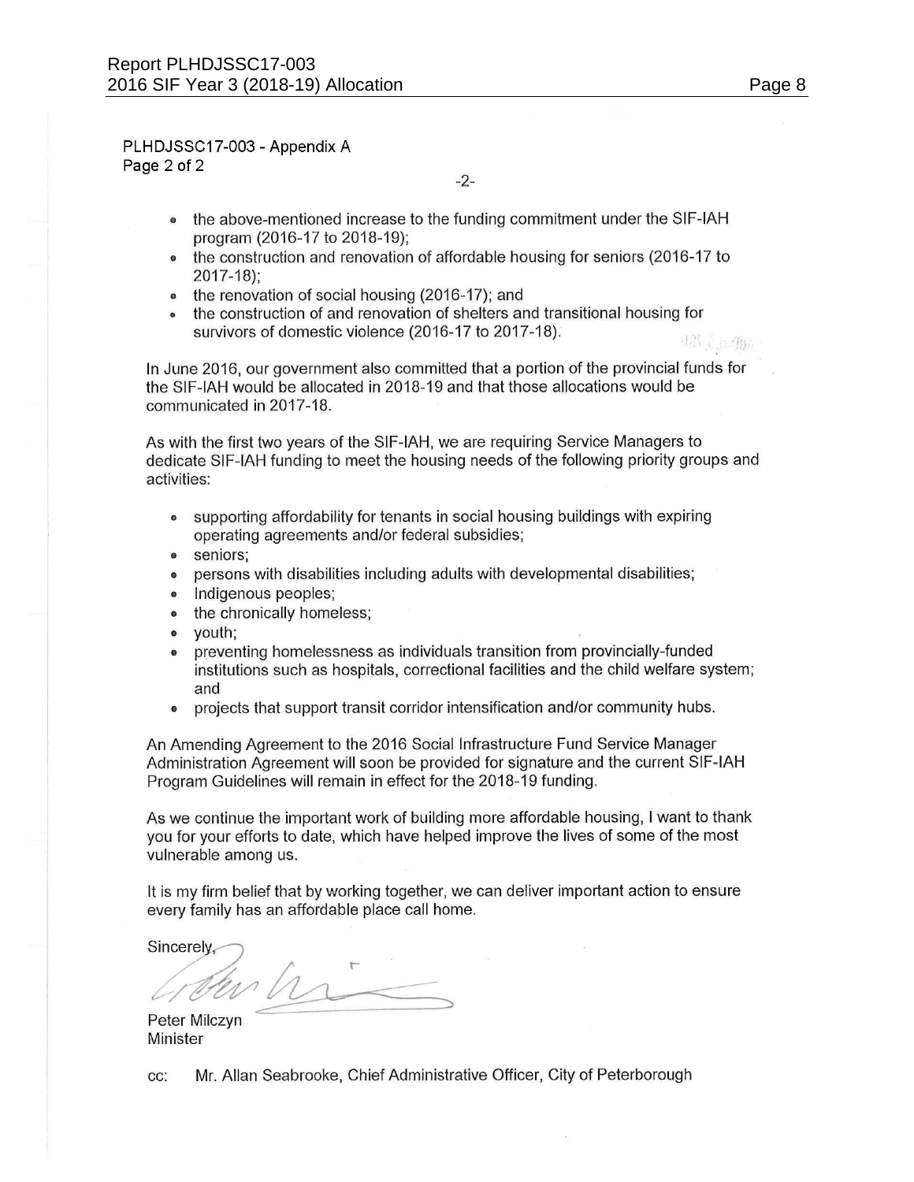PLHDJSSC17-003 - Appendix A
Page 2 of 2

-2-

- the above-mentioned increase to the funding commitment under the SIF-IAH program (2016-17 to 2018-19);
- the construction and renovation of affordable housing for seniors (2016-17 to 2017-18);
- the renovation of social housing (2016-17); and
- the construction of and renovation of shelters and transitional housing for survivors of domestic violence (2016-17 to 2017-18).

In June 2016, our government also committed that a portion of the provincial funds for the SIF-IAH would be allocated in 2018-19 and that those allocations would be communicated in 2017-18.

As with the first two years of the SIF-IAH, we are requiring Service Managers to dedicate SIF-IAH funding to meet the housing needs of the following priority groups and activities:

- supporting affordability for tenants in social housing buildings with expiring operating agreements and/or federal subsidies;
- seniors;
- persons with disabilities including adults with developmental disabilities;
- Indigenous peoples;
- the chronically homeless;
- youth;
- preventing homelessness as individuals transition from provincially-funded institutions such as hospitals, correctional facilities and the child welfare system; and
- projects that support transit corridor intensification and/or community hubs.

An Amending Agreement to the 2016 Social Infrastructure Fund Service Manager Administration Agreement will soon be provided for signature and the current SIF-IAH Program Guidelines will remain in effect for the 2018-19 funding.

As we continue the important work of building more affordable housing, I want to thank you for your efforts to date, which have helped improve the lives of some of the most vulnerable among us.

It is my firm belief that by working together, we can deliver important action to ensure every family has an affordable place call home.

Sincerely,

Peter Milczyn
Minister

cc: Mr. Allan Seabrooke, Chief Administrative Officer, City of Peterborough